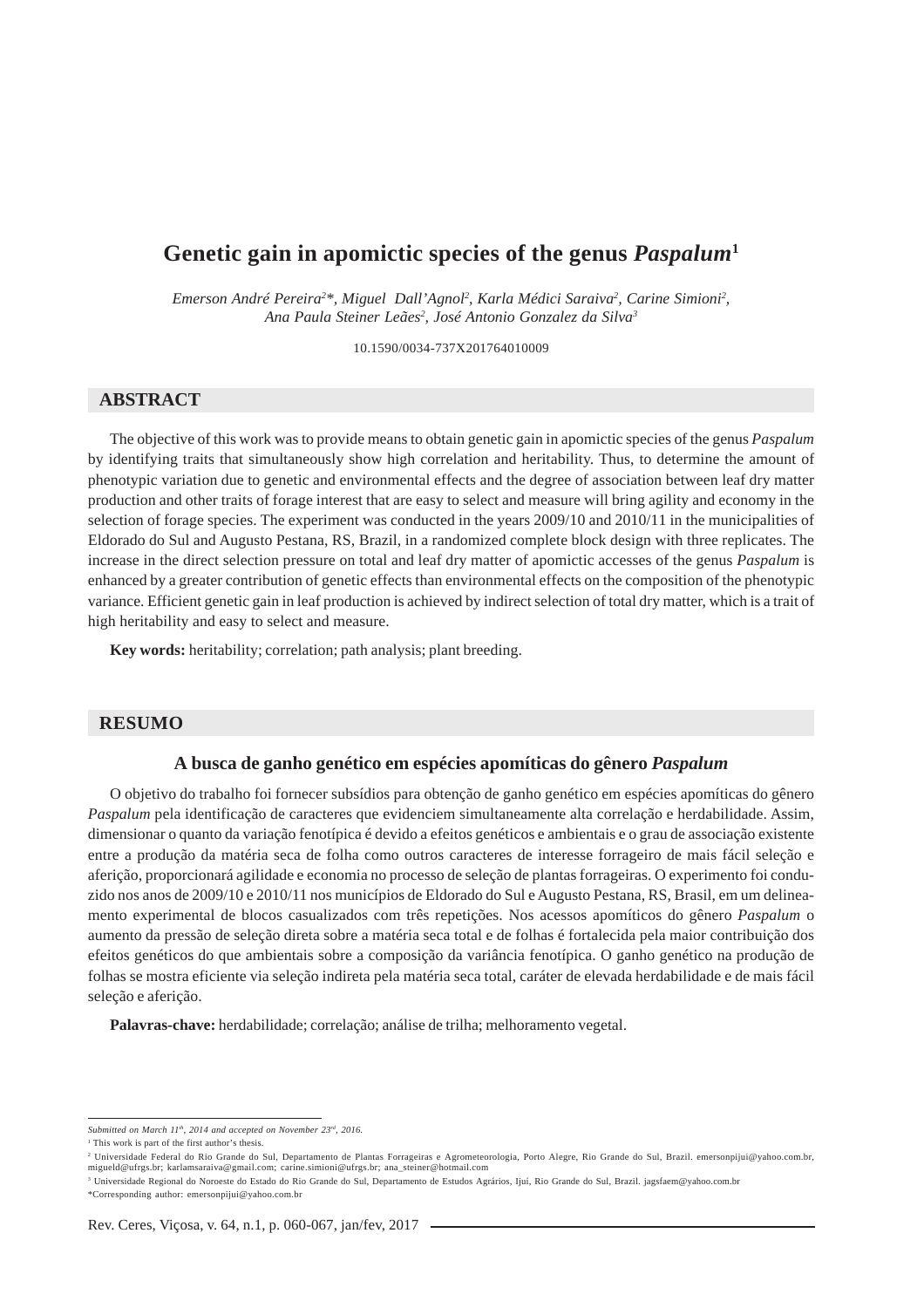# Genetic gain in apomictic species of the genus *Paspalum*[1]

*Emerson André Pereira[2]\*, Miguel Dall'Agnol[2], Karla Médici Saraiva[2], Carine Simioni[2], Ana Paula Steiner Leães[2], José Antonio Gonzalez da Silva[3]*

10.1590/0034-737X201764010009

## ABSTRACT

The objective of this work was to provide means to obtain genetic gain in apomictic species of the genus *Paspalum* by identifying traits that simultaneously show high correlation and heritability. Thus, to determine the amount of phenotypic variation due to genetic and environmental effects and the degree of association between leaf dry matter production and other traits of forage interest that are easy to select and measure will bring agility and economy in the selection of forage species. The experiment was conducted in the years 2009/10 and 2010/11 in the municipalities of Eldorado do Sul and Augusto Pestana, RS, Brazil, in a randomized complete block design with three replicates. The increase in the direct selection pressure on total and leaf dry matter of apomictic accesses of the genus *Paspalum* is enhanced by a greater contribution of genetic effects than environmental effects on the composition of the phenotypic variance. Efficient genetic gain in leaf production is achieved by indirect selection of total dry matter, which is a trait of high heritability and easy to select and measure.

**Key words:** heritability; correlation; path analysis; plant breeding.

## RESUMO

### A busca de ganho genético em espécies apomíticas do gênero *Paspalum*

O objetivo do trabalho foi fornecer subsídios para obtenção de ganho genético em espécies apomíticas do gênero *Paspalum* pela identificação de caracteres que evidenciem simultaneamente alta correlação e herdabilidade. Assim, dimensionar o quanto da variação fenotípica é devido a efeitos genéticos e ambientais e o grau de associação existente entre a produção da matéria seca de folha como outros caracteres de interesse forrageiro de mais fácil seleção e aferição, proporcionará agilidade e economia no processo de seleção de plantas forrageiras. O experimento foi conduzido nos anos de 2009/10 e 2010/11 nos municípios de Eldorado do Sul e Augusto Pestana, RS, Brasil, em um delineamento experimental de blocos casualizados com três repetições. Nos acessos apomíticos do gênero *Paspalum* o aumento da pressão de seleção direta sobre a matéria seca total e de folhas é fortalecida pela maior contribuição dos efeitos genéticos do que ambientais sobre a composição da variância fenotípica. O ganho genético na produção de folhas se mostra eficiente via seleção indireta pela matéria seca total, caráter de elevada herdabilidade e de mais fácil seleção e aferição.

**Palavras-chave:** herdabilidade; correlação; análise de trilha; melhoramento vegetal.

---

*Submitted on March 11th, 2014 and accepted on November 23rd, 2016.*

[1] This work is part of the first author's thesis.

[2] Universidade Federal do Rio Grande do Sul, Departamento de Plantas Forrageiras e Agrometeorologia, Porto Alegre, Rio Grande do Sul, Brazil. emersonpijui@yahoo.com.br, migueld@ufrgs.br; karlamsaraiva@gmail.com; carine.simioni@ufrgs.br; ana_steiner@hotmail.com

[3] Universidade Regional do Noroeste do Estado do Rio Grande do Sul, Departamento de Estudos Agrários, Ijuí, Rio Grande do Sul, Brazil. jagsfaem@yahoo.com.br

\*Corresponding author: emersonpijui@yahoo.com.br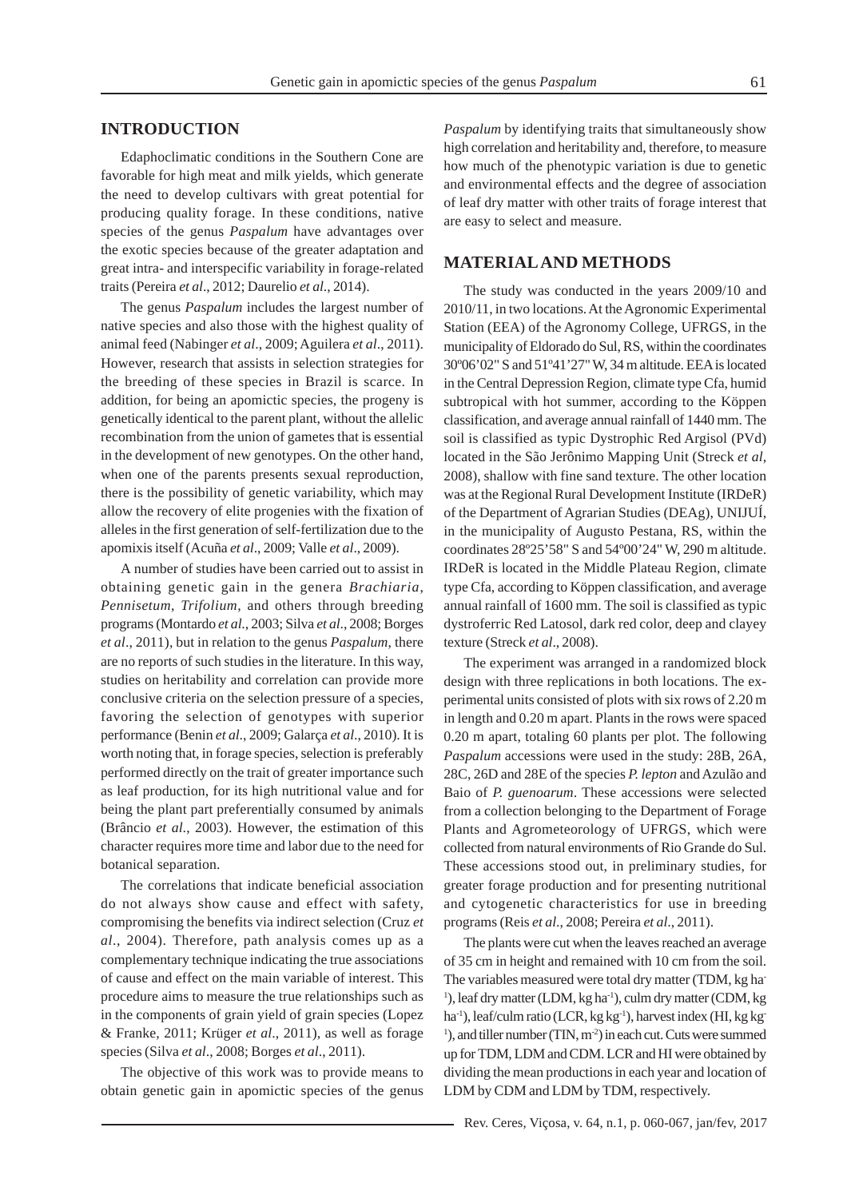## INTRODUCTION

Edaphoclimatic conditions in the Southern Cone are favorable for high meat and milk yields, which generate the need to develop cultivars with great potential for producing quality forage. In these conditions, native species of the genus *Paspalum* have advantages over the exotic species because of the greater adaptation and great intra- and interspecific variability in forage-related traits (Pereira *et al*., 2012; Daurelio *et al*., 2014).

The genus *Paspalum* includes the largest number of native species and also those with the highest quality of animal feed (Nabinger *et al*., 2009; Aguilera *et al*., 2011). However, research that assists in selection strategies for the breeding of these species in Brazil is scarce. In addition, for being an apomictic species, the progeny is genetically identical to the parent plant, without the allelic recombination from the union of gametes that is essential in the development of new genotypes. On the other hand, when one of the parents presents sexual reproduction, there is the possibility of genetic variability, which may allow the recovery of elite progenies with the fixation of alleles in the first generation of self-fertilization due to the apomixis itself (Acuña *et al*., 2009; Valle *et al*., 2009).

A number of studies have been carried out to assist in obtaining genetic gain in the genera *Brachiaria*, *Pennisetum*, *Trifolium*, and others through breeding programs (Montardo *et al*., 2003; Silva *et al*., 2008; Borges *et al*., 2011), but in relation to the genus *Paspalum*, there are no reports of such studies in the literature. In this way, studies on heritability and correlation can provide more conclusive criteria on the selection pressure of a species, favoring the selection of genotypes with superior performance (Benin *et al*., 2009; Galarça *et al*., 2010). It is worth noting that, in forage species, selection is preferably performed directly on the trait of greater importance such as leaf production, for its high nutritional value and for being the plant part preferentially consumed by animals (Brâncio *et al*., 2003). However, the estimation of this character requires more time and labor due to the need for botanical separation.

The correlations that indicate beneficial association do not always show cause and effect with safety, compromising the benefits via indirect selection (Cruz *et al*., 2004). Therefore, path analysis comes up as a complementary technique indicating the true associations of cause and effect on the main variable of interest. This procedure aims to measure the true relationships such as in the components of grain yield of grain species (Lopez & Franke, 2011; Krüger *et al*., 2011), as well as forage species (Silva *et al*., 2008; Borges *et al*., 2011).

The objective of this work was to provide means to obtain genetic gain in apomictic species of the genus *Paspalum* by identifying traits that simultaneously show high correlation and heritability and, therefore, to measure how much of the phenotypic variation is due to genetic and environmental effects and the degree of association of leaf dry matter with other traits of forage interest that are easy to select and measure.

## MATERIAL AND METHODS

The study was conducted in the years 2009/10 and 2010/11, in two locations. At the Agronomic Experimental Station (EEA) of the Agronomy College, UFRGS, in the municipality of Eldorado do Sul, RS, within the coordinates 30º06'02" S and 51º41'27" W, 34 m altitude. EEA is located in the Central Depression Region, climate type Cfa, humid subtropical with hot summer, according to the Köppen classification, and average annual rainfall of 1440 mm. The soil is classified as typic Dystrophic Red Argisol (PVd) located in the São Jerônimo Mapping Unit (Streck *et al*, 2008), shallow with fine sand texture. The other location was at the Regional Rural Development Institute (IRDeR) of the Department of Agrarian Studies (DEAg), UNIJUÍ, in the municipality of Augusto Pestana, RS, within the coordinates 28º25'58" S and 54º00'24" W, 290 m altitude. IRDeR is located in the Middle Plateau Region, climate type Cfa, according to Köppen classification, and average annual rainfall of 1600 mm. The soil is classified as typic dystroferric Red Latosol, dark red color, deep and clayey texture (Streck *et al*., 2008).

The experiment was arranged in a randomized block design with three replications in both locations. The experimental units consisted of plots with six rows of 2.20 m in length and 0.20 m apart. Plants in the rows were spaced 0.20 m apart, totaling 60 plants per plot. The following *Paspalum* accessions were used in the study: 28B, 26A, 28C, 26D and 28E of the species *P. lepton* and Azulão and Baio of *P. guenoarum*. These accessions were selected from a collection belonging to the Department of Forage Plants and Agrometeorology of UFRGS, which were collected from natural environments of Rio Grande do Sul. These accessions stood out, in preliminary studies, for greater forage production and for presenting nutritional and cytogenetic characteristics for use in breeding programs (Reis *et al*., 2008; Pereira *et al*., 2011).

The plants were cut when the leaves reached an average of 35 cm in height and remained with 10 cm from the soil. The variables measured were total dry matter (TDM, kg $ha^{-1}$), leaf dry matter (LDM, kg $ha^{-1}$), culm dry matter (CDM, kg $ha^{-1}$), leaf/culm ratio (LCR, kg $kg^{-1}$), harvest index (HI, kg $kg^{-1}$), and tiller number (TIN, $m^{-2}$) in each cut. Cuts were summed up for TDM, LDM and CDM. LCR and HI were obtained by dividing the mean productions in each year and location of LDM by CDM and LDM by TDM, respectively.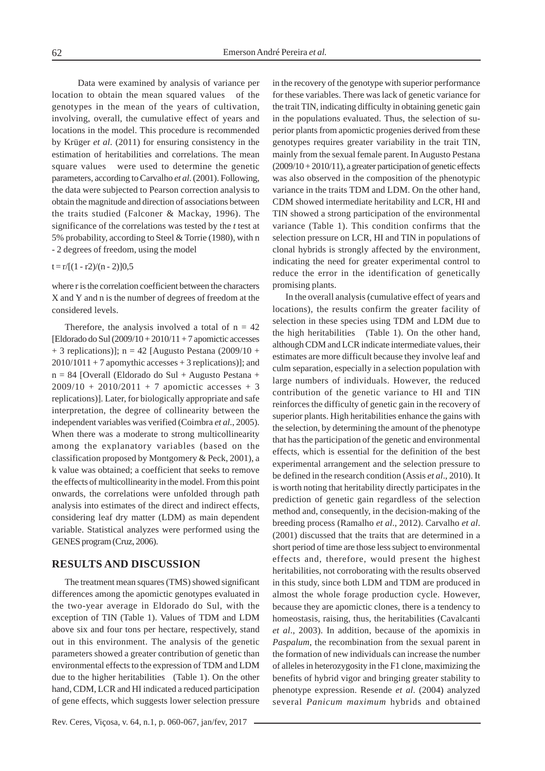Data were examined by analysis of variance per location to obtain the mean squared values of the genotypes in the mean of the years of cultivation, involving, overall, the cumulative effect of years and locations in the model. This procedure is recommended by Krüger *et al*. (2011) for ensuring consistency in the estimation of heritabilities and correlations. The mean square values were used to determine the genetic parameters, according to Carvalho *et al*. (2001). Following, the data were subjected to Pearson correction analysis to obtain the magnitude and direction of associations between the traits studied (Falconer & Mackay, 1996). The significance of the correlations was tested by the *t* test at 5% probability, according to Steel & Torrie (1980), with n - 2 degrees of freedom, using the model

$t = r/[(1 - r2)/(n - 2)]0,5$

where r is the correlation coefficient between the characters X and Y and n is the number of degrees of freedom at the considered levels.

Therefore, the analysis involved a total of n = 42 [Eldorado do Sul (2009/10 + 2010/11 + 7 apomictic accesses + 3 replications)]; n = 42 [Augusto Pestana (2009/10 + 2010/1011 + 7 apomythic accesses + 3 replications)]; and n = 84 [Overall (Eldorado do Sul + Augusto Pestana + 2009/10 + 2010/2011 + 7 apomictic accesses + 3 replications)]. Later, for biologically appropriate and safe interpretation, the degree of collinearity between the independent variables was verified (Coimbra *et al*., 2005). When there was a moderate to strong multicollinearity among the explanatory variables (based on the classification proposed by Montgomery & Peck, 2001), a k value was obtained; a coefficient that seeks to remove the effects of multicollinearity in the model. From this point onwards, the correlations were unfolded through path analysis into estimates of the direct and indirect effects, considering leaf dry matter (LDM) as main dependent variable. Statistical analyzes were performed using the GENES program (Cruz, 2006).

## RESULTS AND DISCUSSION

The treatment mean squares (TMS) showed significant differences among the apomictic genotypes evaluated in the two-year average in Eldorado do Sul, with the exception of TIN (Table 1). Values of TDM and LDM above six and four tons per hectare, respectively, stand out in this environment. The analysis of the genetic parameters showed a greater contribution of genetic than environmental effects to the expression of TDM and LDM due to the higher heritabilities (Table 1). On the other hand, CDM, LCR and HI indicated a reduced participation of gene effects, which suggests lower selection pressure in the recovery of the genotype with superior performance for these variables. There was lack of genetic variance for the trait TIN, indicating difficulty in obtaining genetic gain in the populations evaluated. Thus, the selection of superior plants from apomictic progenies derived from these genotypes requires greater variability in the trait TIN, mainly from the sexual female parent. In Augusto Pestana (2009/10 + 2010/11), a greater participation of genetic effects was also observed in the composition of the phenotypic variance in the traits TDM and LDM. On the other hand, CDM showed intermediate heritability and LCR, HI and TIN showed a strong participation of the environmental variance (Table 1). This condition confirms that the selection pressure on LCR, HI and TIN in populations of clonal hybrids is strongly affected by the environment, indicating the need for greater experimental control to reduce the error in the identification of genetically promising plants.

In the overall analysis (cumulative effect of years and locations), the results confirm the greater facility of selection in these species using TDM and LDM due to the high heritabilities (Table 1). On the other hand, although CDM and LCR indicate intermediate values, their estimates are more difficult because they involve leaf and culm separation, especially in a selection population with large numbers of individuals. However, the reduced contribution of the genetic variance to HI and TIN reinforces the difficulty of genetic gain in the recovery of superior plants. High heritabilities enhance the gains with the selection, by determining the amount of the phenotype that has the participation of the genetic and environmental effects, which is essential for the definition of the best experimental arrangement and the selection pressure to be defined in the research condition (Assis *et al*., 2010). It is worth noting that heritability directly participates in the prediction of genetic gain regardless of the selection method and, consequently, in the decision-making of the breeding process (Ramalho *et al*., 2012). Carvalho *et al*. (2001) discussed that the traits that are determined in a short period of time are those less subject to environmental effects and, therefore, would present the highest heritabilities, not corroborating with the results observed in this study, since both LDM and TDM are produced in almost the whole forage production cycle. However, because they are apomictic clones, there is a tendency to homeostasis, raising, thus, the heritabilities (Cavalcanti *et al*., 2003). In addition, because of the apomixis in *Paspalum*, the recombination from the sexual parent in the formation of new individuals can increase the number of alleles in heterozygosity in the F1 clone, maximizing the benefits of hybrid vigor and bringing greater stability to phenotype expression. Resende *et al*. (2004) analyzed several *Panicum maximum* hybrids and obtained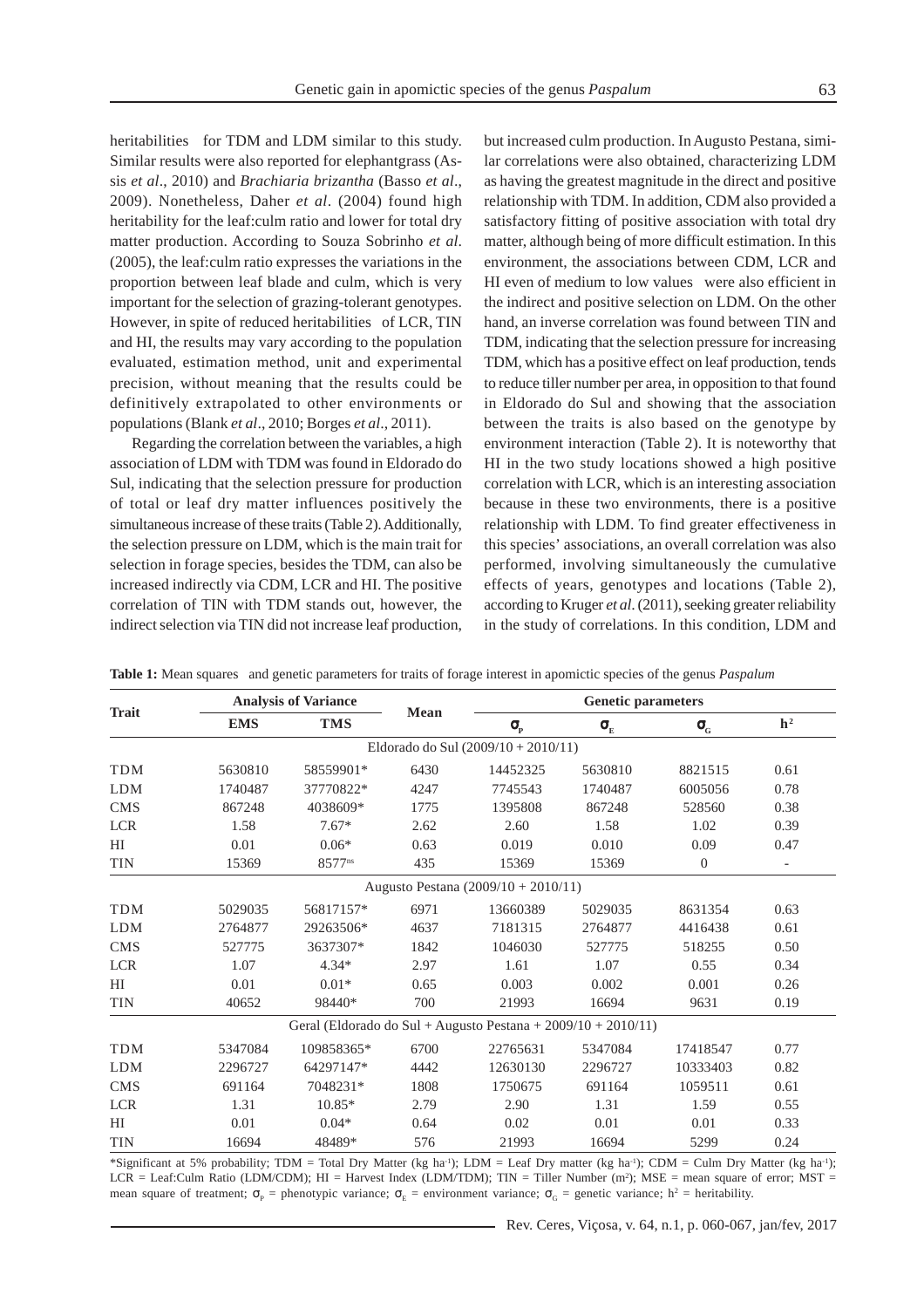heritabilities for TDM and LDM similar to this study. Similar results were also reported for elephantgrass (Assis *et al*., 2010) and *Brachiaria brizantha* (Basso *et al*., 2009). Nonetheless, Daher *et al*. (2004) found high heritability for the leaf:culm ratio and lower for total dry matter production. According to Souza Sobrinho *et al*. (2005), the leaf:culm ratio expresses the variations in the proportion between leaf blade and culm, which is very important for the selection of grazing-tolerant genotypes. However, in spite of reduced heritabilities of LCR, TIN and HI, the results may vary according to the population evaluated, estimation method, unit and experimental precision, without meaning that the results could be definitively extrapolated to other environments or populations (Blank *et al*., 2010; Borges *et al*., 2011).

Regarding the correlation between the variables, a high association of LDM with TDM was found in Eldorado do Sul, indicating that the selection pressure for production of total or leaf dry matter influences positively the simultaneous increase of these traits (Table 2). Additionally, the selection pressure on LDM, which is the main trait for selection in forage species, besides the TDM, can also be increased indirectly via CDM, LCR and HI. The positive correlation of TIN with TDM stands out, however, the indirect selection via TIN did not increase leaf production, but increased culm production. In Augusto Pestana, similar correlations were also obtained, characterizing LDM as having the greatest magnitude in the direct and positive relationship with TDM. In addition, CDM also provided a satisfactory fitting of positive association with total dry matter, although being of more difficult estimation. In this environment, the associations between CDM, LCR and HI even of medium to low values were also efficient in the indirect and positive selection on LDM. On the other hand, an inverse correlation was found between TIN and TDM, indicating that the selection pressure for increasing TDM, which has a positive effect on leaf production, tends to reduce tiller number per area, in opposition to that found in Eldorado do Sul and showing that the association between the traits is also based on the genotype by environment interaction (Table 2). It is noteworthy that HI in the two study locations showed a high positive correlation with LCR, which is an interesting association because in these two environments, there is a positive relationship with LDM. To find greater effectiveness in this species' associations, an overall correlation was also performed, involving simultaneously the cumulative effects of years, genotypes and locations (Table 2), according to Kruger *et al*. (2011), seeking greater reliability in the study of correlations. In this condition, LDM and

**Table 1:** Mean squares and genetic parameters for traits of forage interest in apomictic species of the genus *Paspalum*

| Trait | Analysis of Variance | | Mean | Genetic parameters | | | |
|---|---|---|---|---|---|---|---|
| | EMS | TMS | | $\sigma_P$ | $\sigma_E$ | $\sigma_G$ | $h^2$ |
| Eldorado do Sul (2009/10 + 2010/11) | | | | | | | |
| TDM | 5630810 | 58559901* | 6430 | 14452325 | 5630810 | 8821515 | 0.61 |
| LDM | 1740487 | 37770822* | 4247 | 7745543 | 1740487 | 6005056 | 0.78 |
| CMS | 867248 | 4038609* | 1775 | 1395808 | 867248 | 528560 | 0.38 |
| LCR | 1.58 | 7.67* | 2.62 | 2.60 | 1.58 | 1.02 | 0.39 |
| HI | 0.01 | 0.06* | 0.63 | 0.019 | 0.010 | 0.09 | 0.47 |
| TIN | 15369 | 8577$^{ns}$ | 435 | 15369 | 15369 | 0 | - |
| Augusto Pestana (2009/10 + 2010/11) | | | | | | | |
| TDM | 5029035 | 56817157* | 6971 | 13660389 | 5029035 | 8631354 | 0.63 |
| LDM | 2764877 | 29263506* | 4637 | 7181315 | 2764877 | 4416438 | 0.61 |
| CMS | 527775 | 3637307* | 1842 | 1046030 | 527775 | 518255 | 0.50 |
| LCR | 1.07 | 4.34* | 2.97 | 1.61 | 1.07 | 0.55 | 0.34 |
| HI | 0.01 | 0.01* | 0.65 | 0.003 | 0.002 | 0.001 | 0.26 |
| TIN | 40652 | 98440* | 700 | 21993 | 16694 | 9631 | 0.19 |
| Geral (Eldorado do Sul + Augusto Pestana + 2009/10 + 2010/11) | | | | | | | |
| TDM | 5347084 | 109858365* | 6700 | 22765631 | 5347084 | 17418547 | 0.77 |
| LDM | 2296727 | 64297147* | 4442 | 12630130 | 2296727 | 10333403 | 0.82 |
| CMS | 691164 | 7048231* | 1808 | 1750675 | 691164 | 1059511 | 0.61 |
| LCR | 1.31 | 10.85* | 2.79 | 2.90 | 1.31 | 1.59 | 0.55 |
| HI | 0.01 | 0.04* | 0.64 | 0.02 | 0.01 | 0.01 | 0.33 |
| TIN | 16694 | 48489* | 576 | 21993 | 16694 | 5299 | 0.24 |

*Significant at 5% probability; TDM = Total Dry Matter (kg ha$^{-1}$); LDM = Leaf Dry matter (kg ha$^{-1}$); CDM = Culm Dry Matter (kg ha$^{-1}$); LCR = Leaf:Culm Ratio (LDM/CDM); HI = Harvest Index (LDM/TDM); TIN = Tiller Number (m$^2$); MSE = mean square of error; MST = mean square of treatment; $\sigma_P$ = phenotypic variance; $\sigma_E$ = environment variance; $\sigma_G$ = genetic variance; $h^2$ = heritability.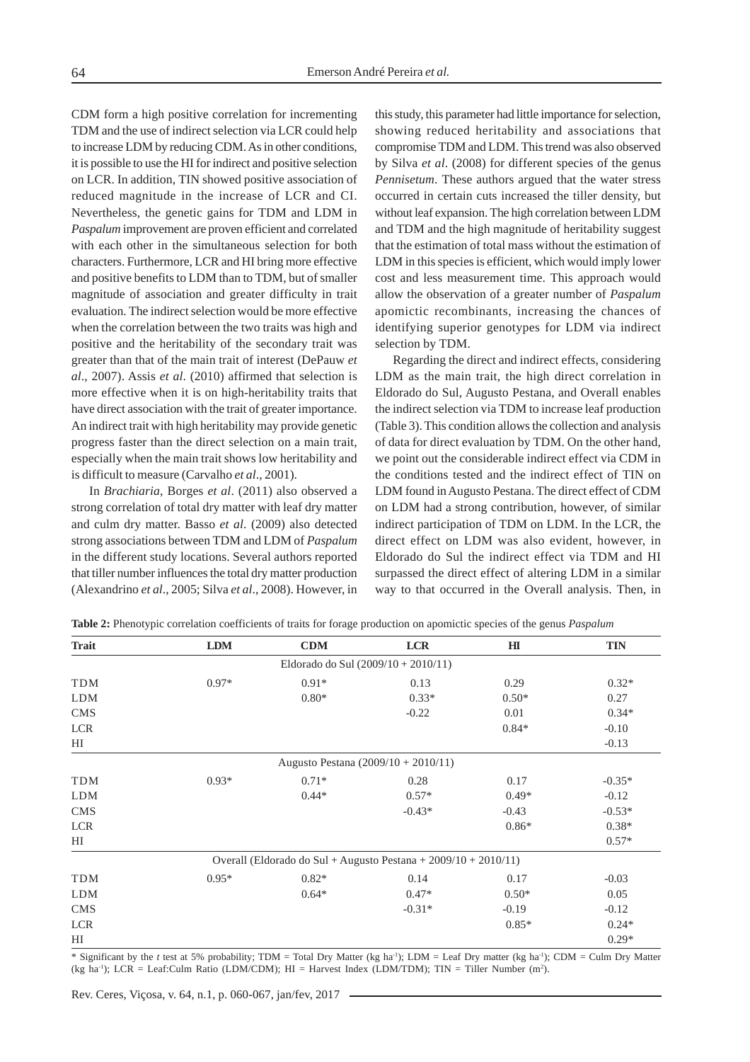CDM form a high positive correlation for incrementing TDM and the use of indirect selection via LCR could help to increase LDM by reducing CDM. As in other conditions, it is possible to use the HI for indirect and positive selection on LCR. In addition, TIN showed positive association of reduced magnitude in the increase of LCR and CI. Nevertheless, the genetic gains for TDM and LDM in *Paspalum* improvement are proven efficient and correlated with each other in the simultaneous selection for both characters. Furthermore, LCR and HI bring more effective and positive benefits to LDM than to TDM, but of smaller magnitude of association and greater difficulty in trait evaluation. The indirect selection would be more effective when the correlation between the two traits was high and positive and the heritability of the secondary trait was greater than that of the main trait of interest (DePauw *et al*., 2007). Assis *et al*. (2010) affirmed that selection is more effective when it is on high-heritability traits that have direct association with the trait of greater importance. An indirect trait with high heritability may provide genetic progress faster than the direct selection on a main trait, especially when the main trait shows low heritability and is difficult to measure (Carvalho *et al*., 2001).

In *Brachiaria*, Borges *et al*. (2011) also observed a strong correlation of total dry matter with leaf dry matter and culm dry matter. Basso *et al*. (2009) also detected strong associations between TDM and LDM of *Paspalum* in the different study locations. Several authors reported that tiller number influences the total dry matter production (Alexandrino *et al*., 2005; Silva *et al*., 2008). However, in this study, this parameter had little importance for selection, showing reduced heritability and associations that compromise TDM and LDM. This trend was also observed by Silva *et al*. (2008) for different species of the genus *Pennisetum*. These authors argued that the water stress occurred in certain cuts increased the tiller density, but without leaf expansion. The high correlation between LDM and TDM and the high magnitude of heritability suggest that the estimation of total mass without the estimation of LDM in this species is efficient, which would imply lower cost and less measurement time. This approach would allow the observation of a greater number of *Paspalum* apomictic recombinants, increasing the chances of identifying superior genotypes for LDM via indirect selection by TDM.

Regarding the direct and indirect effects, considering LDM as the main trait, the high direct correlation in Eldorado do Sul, Augusto Pestana, and Overall enables the indirect selection via TDM to increase leaf production (Table 3). This condition allows the collection and analysis of data for direct evaluation by TDM. On the other hand, we point out the considerable indirect effect via CDM in the conditions tested and the indirect effect of TIN on LDM found in Augusto Pestana. The direct effect of CDM on LDM had a strong contribution, however, of similar indirect participation of TDM on LDM. In the LCR, the direct effect on LDM was also evident, however, in Eldorado do Sul the indirect effect via TDM and HI surpassed the direct effect of altering LDM in a similar way to that occurred in the Overall analysis. Then, in

**Table 2:** Phenotypic correlation coefficients of traits for forage production on apomictic species of the genus *Paspalum*

| Trait | LDM | CDM | LCR | HI | TIN |
|---|---|---|---|---|---|
| | | Eldorado do Sul (2009/10 + 2010/11) | | | |
| TDM | 0.97* | 0.91* | 0.13 | 0.29 | 0.32* |
| LDM | | 0.80* | 0.33* | 0.50* | 0.27 |
| CMS | | | -0.22 | 0.01 | 0.34* |
| LCR | | | | 0.84* | -0.10 |
| HI | | | | | -0.13 |
| | | Augusto Pestana (2009/10 + 2010/11) | | | |
| TDM | 0.93* | 0.71* | 0.28 | 0.17 | -0.35* |
| LDM | | 0.44* | 0.57* | 0.49* | -0.12 |
| CMS | | | -0.43* | -0.43 | -0.53* |
| LCR | | | | 0.86* | 0.38* |
| HI | | | | | 0.57* |
| | | Overall (Eldorado do Sul + Augusto Pestana + 2009/10 + 2010/11) | | | |
| TDM | 0.95* | 0.82* | 0.14 | 0.17 | -0.03 |
| LDM | | 0.64* | 0.47* | 0.50* | 0.05 |
| CMS | | | -0.31* | -0.19 | -0.12 |
| LCR | | | | 0.85* | 0.24* |
| HI | | | | | 0.29* |

\* Significant by the *t* test at 5% probability; TDM = Total Dry Matter (kg $ha^{-1}$); LDM = Leaf Dry matter (kg $ha^{-1}$); CDM = Culm Dry Matter (kg $ha^{-1}$); LCR = Leaf:Culm Ratio (LDM/CDM); HI = Harvest Index (LDM/TDM); TIN = Tiller Number ($m^2$).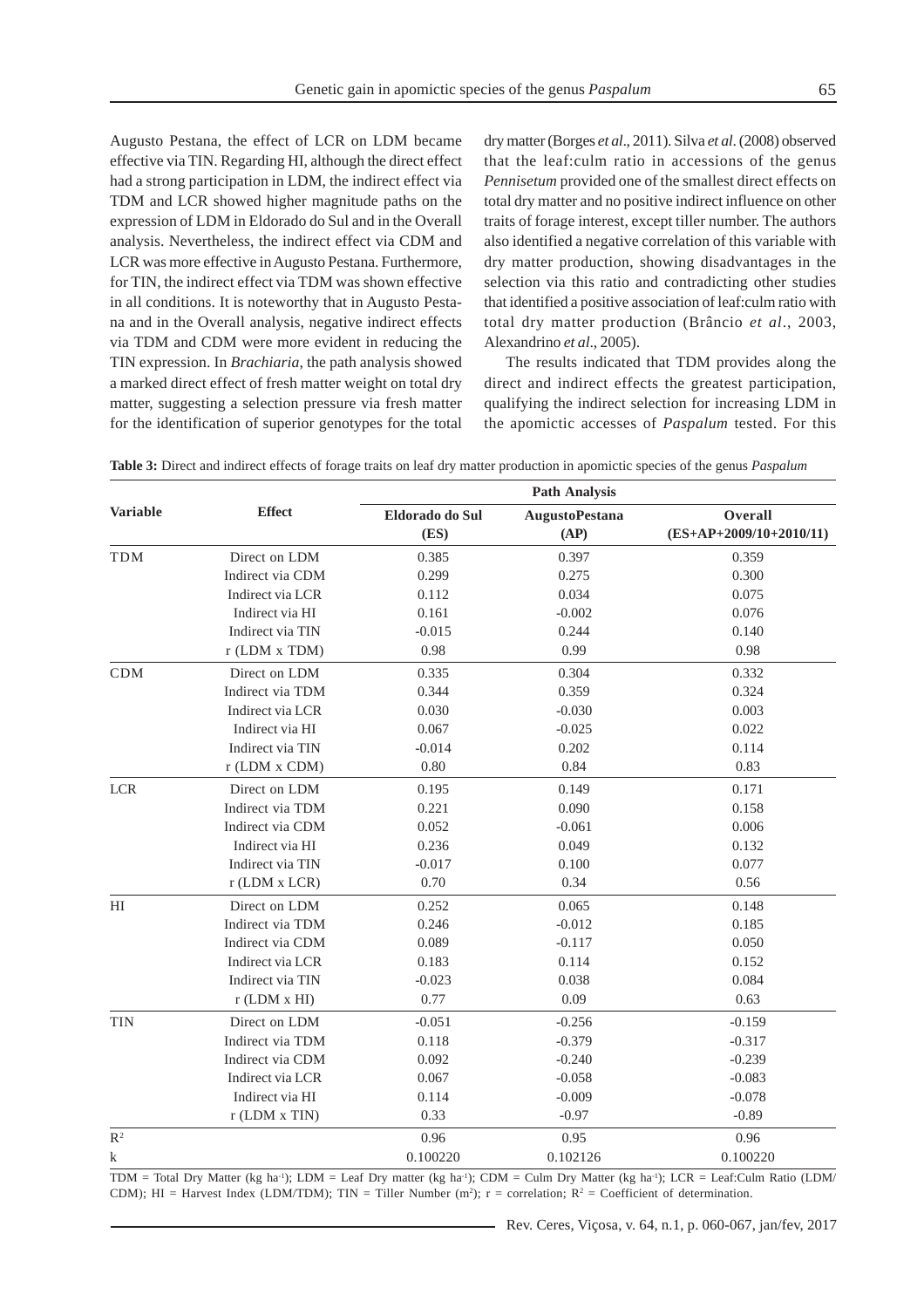Augusto Pestana, the effect of LCR on LDM became effective via TIN. Regarding HI, although the direct effect had a strong participation in LDM, the indirect effect via TDM and LCR showed higher magnitude paths on the expression of LDM in Eldorado do Sul and in the Overall analysis. Nevertheless, the indirect effect via CDM and LCR was more effective in Augusto Pestana. Furthermore, for TIN, the indirect effect via TDM was shown effective in all conditions. It is noteworthy that in Augusto Pestana and in the Overall analysis, negative indirect effects via TDM and CDM were more evident in reducing the TIN expression. In *Brachiaria*, the path analysis showed a marked direct effect of fresh matter weight on total dry matter, suggesting a selection pressure via fresh matter for the identification of superior genotypes for the total dry matter (Borges *et al*., 2011). Silva *et al*. (2008) observed that the leaf:culm ratio in accessions of the genus *Pennisetum* provided one of the smallest direct effects on total dry matter and no positive indirect influence on other traits of forage interest, except tiller number. The authors also identified a negative correlation of this variable with dry matter production, showing disadvantages in the selection via this ratio and contradicting other studies that identified a positive association of leaf:culm ratio with total dry matter production (Brâncio *et al*., 2003, Alexandrino *et al*., 2005).

The results indicated that TDM provides along the direct and indirect effects the greatest participation, qualifying the indirect selection for increasing LDM in the apomictic accesses of *Paspalum* tested. For this

**Table 3:** Direct and indirect effects of forage traits on leaf dry matter production in apomictic species of the genus *Paspalum*

| Variable | Effect | Path Analysis | | |
|---|---|---|---|---|
| | | Eldorado do Sul (ES) | AugustoPestana (AP) | Overall (ES+AP+2009/10+2010/11) |
| TDM | Direct on LDM | 0.385 | 0.397 | 0.359 |
| | Indirect via CDM | 0.299 | 0.275 | 0.300 |
| | Indirect via LCR | 0.112 | 0.034 | 0.075 |
| | Indirect via HI | 0.161 | -0.002 | 0.076 |
| | Indirect via TIN | -0.015 | 0.244 | 0.140 |
| | r (LDM x TDM) | 0.98 | 0.99 | 0.98 |
| CDM | Direct on LDM | 0.335 | 0.304 | 0.332 |
| | Indirect via TDM | 0.344 | 0.359 | 0.324 |
| | Indirect via LCR | 0.030 | -0.030 | 0.003 |
| | Indirect via HI | 0.067 | -0.025 | 0.022 |
| | Indirect via TIN | -0.014 | 0.202 | 0.114 |
| | r (LDM x CDM) | 0.80 | 0.84 | 0.83 |
| LCR | Direct on LDM | 0.195 | 0.149 | 0.171 |
| | Indirect via TDM | 0.221 | 0.090 | 0.158 |
| | Indirect via CDM | 0.052 | -0.061 | 0.006 |
| | Indirect via HI | 0.236 | 0.049 | 0.132 |
| | Indirect via TIN | -0.017 | 0.100 | 0.077 |
| | r (LDM x LCR) | 0.70 | 0.34 | 0.56 |
| HI | Direct on LDM | 0.252 | 0.065 | 0.148 |
| | Indirect via TDM | 0.246 | -0.012 | 0.185 |
| | Indirect via CDM | 0.089 | -0.117 | 0.050 |
| | Indirect via LCR | 0.183 | 0.114 | 0.152 |
| | Indirect via TIN | -0.023 | 0.038 | 0.084 |
| | r (LDM x HI) | 0.77 | 0.09 | 0.63 |
| TIN | Direct on LDM | -0.051 | -0.256 | -0.159 |
| | Indirect via TDM | 0.118 | -0.379 | -0.317 |
| | Indirect via CDM | 0.092 | -0.240 | -0.239 |
| | Indirect via LCR | 0.067 | -0.058 | -0.083 |
| | Indirect via HI | 0.114 | -0.009 | -0.078 |
| | r (LDM x TIN) | 0.33 | -0.97 | -0.89 |
| $R^2$ | | 0.96 | 0.95 | 0.96 |
| k | | 0.100220 | 0.102126 | 0.100220 |

TDM = Total Dry Matter (kg $ha^{-1}$); LDM = Leaf Dry matter (kg $ha^{-1}$); CDM = Culm Dry Matter (kg $ha^{-1}$); LCR = Leaf:Culm Ratio (LDM/CDM); HI = Harvest Index (LDM/TDM); TIN = Tiller Number ($m^2$); r = correlation; $R^2$ = Coefficient of determination.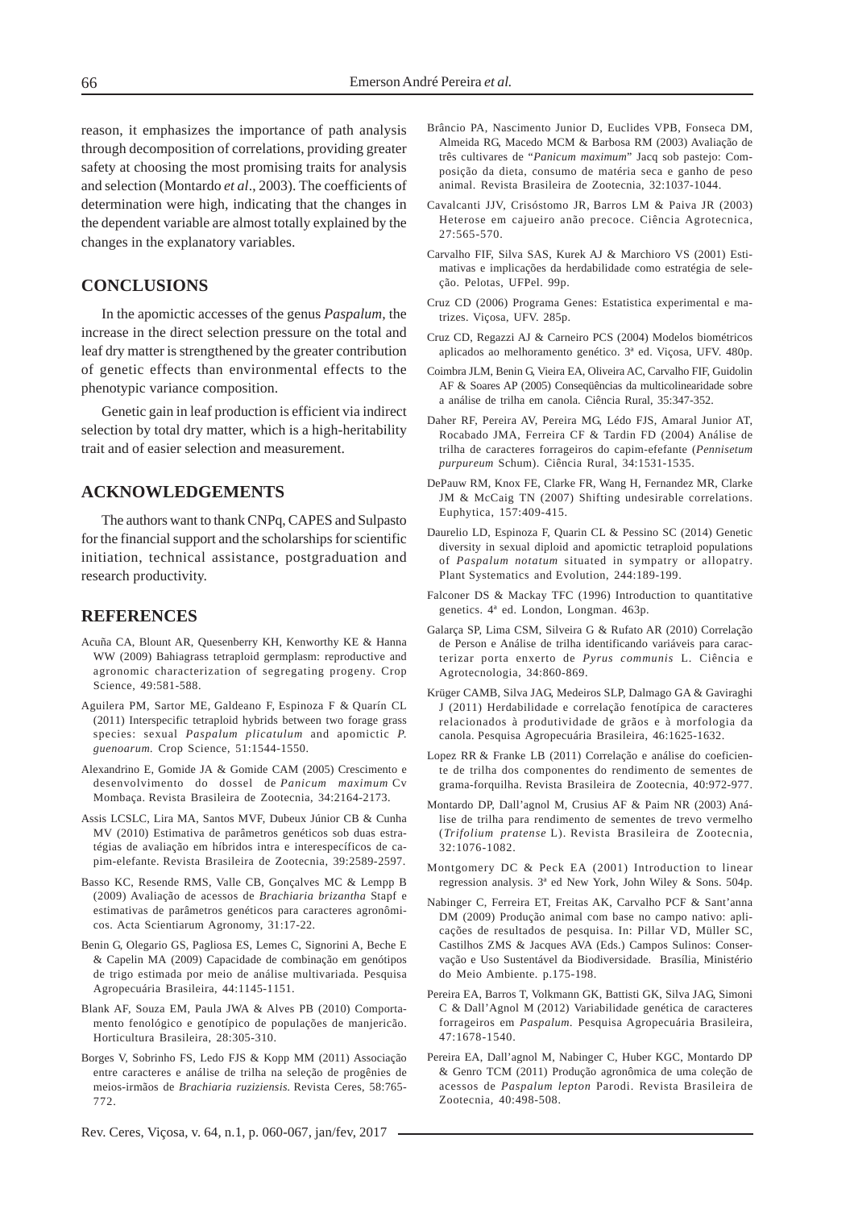reason, it emphasizes the importance of path analysis through decomposition of correlations, providing greater safety at choosing the most promising traits for analysis and selection (Montardo *et al*., 2003). The coefficients of determination were high, indicating that the changes in the dependent variable are almost totally explained by the changes in the explanatory variables.

## CONCLUSIONS

In the apomictic accesses of the genus *Paspalum*, the increase in the direct selection pressure on the total and leaf dry matter is strengthened by the greater contribution of genetic effects than environmental effects to the phenotypic variance composition.

Genetic gain in leaf production is efficient via indirect selection by total dry matter, which is a high-heritability trait and of easier selection and measurement.

## ACKNOWLEDGEMENTS

The authors want to thank CNPq, CAPES and Sulpasto for the financial support and the scholarships for scientific initiation, technical assistance, postgraduation and research productivity.

## REFERENCES

Acuña CA, Blount AR, Quesenberry KH, Kenworthy KE & Hanna WW (2009) Bahiagrass tetraploid germplasm: reproductive and agronomic characterization of segregating progeny. Crop Science, 49:581-588.

Aguilera PM, Sartor ME, Galdeano F, Espinoza F & Quarín CL (2011) Interspecific tetraploid hybrids between two forage grass species: sexual *Paspalum plicatulum* and apomictic *P. guenoarum.* Crop Science, 51:1544-1550.

Alexandrino E, Gomide JA & Gomide CAM (2005) Crescimento e desenvolvimento do dossel de *Panicum maximum* Cv Mombaça. Revista Brasileira de Zootecnia, 34:2164-2173.

Assis LCSLC, Lira MA, Santos MVF, Dubeux Júnior CB & Cunha MV (2010) Estimativa de parâmetros genéticos sob duas estratégias de avaliação em híbridos intra e interespecíficos de capim-elefante. Revista Brasileira de Zootecnia, 39:2589-2597.

Basso KC, Resende RMS, Valle CB, Gonçalves MC & Lempp B (2009) Avaliação de acessos de *Brachiaria brizantha* Stapf e estimativas de parâmetros genéticos para caracteres agronômicos. Acta Scientiarum Agronomy, 31:17-22.

Benin G, Olegario GS, Pagliosa ES, Lemes C, Signorini A, Beche E & Capelin MA (2009) Capacidade de combinação em genótipos de trigo estimada por meio de análise multivariada. Pesquisa Agropecuária Brasileira, 44:1145-1151.

Blank AF, Souza EM, Paula JWA & Alves PB (2010) Comportamento fenológico e genotípico de populações de manjericão. Horticultura Brasileira, 28:305-310.

Borges V, Sobrinho FS, Ledo FJS & Kopp MM (2011) Associação entre caracteres e análise de trilha na seleção de progênies de meios-irmãos de *Brachiaria ruziziensis.* Revista Ceres, 58:765-772.

Brâncio PA, Nascimento Junior D, Euclides VPB, Fonseca DM, Almeida RG, Macedo MCM & Barbosa RM (2003) Avaliação de três cultivares de "*Panicum maximum*" Jacq sob pastejo: Composição da dieta, consumo de matéria seca e ganho de peso animal. Revista Brasileira de Zootecnia, 32:1037-1044.

Cavalcanti JJV, Crisóstomo JR, Barros LM & Paiva JR (2003) Heterose em cajueiro anão precoce. Ciência Agrotecnica, 27:565-570.

Carvalho FIF, Silva SAS, Kurek AJ & Marchioro VS (2001) Estimativas e implicações da herdabilidade como estratégia de seleção. Pelotas, UFPel. 99p.

Cruz CD (2006) Programa Genes: Estatistica experimental e matrizes. Viçosa, UFV. 285p.

Cruz CD, Regazzi AJ & Carneiro PCS (2004) Modelos biométricos aplicados ao melhoramento genético. 3ª ed. Viçosa, UFV. 480p.

Coimbra JLM, Benin G, Vieira EA, Oliveira AC, Carvalho FIF, Guidolin AF & Soares AP (2005) Conseqüências da multicolinearidade sobre a análise de trilha em canola. Ciência Rural, 35:347-352.

Daher RF, Pereira AV, Pereira MG, Lédo FJS, Amaral Junior AT, Rocabado JMA, Ferreira CF & Tardin FD (2004) Análise de trilha de caracteres forrageiros do capim-efefante (*Pennisetum purpureum* Schum). Ciência Rural, 34:1531-1535.

DePauw RM, Knox FE, Clarke FR, Wang H, Fernandez MR, Clarke JM & McCaig TN (2007) Shifting undesirable correlations. Euphytica, 157:409-415.

Daurelio LD, Espinoza F, Quarin CL & Pessino SC (2014) Genetic diversity in sexual diploid and apomictic tetraploid populations of *Paspalum notatum* situated in sympatry or allopatry. Plant Systematics and Evolution, 244:189-199.

Falconer DS & Mackay TFC (1996) Introduction to quantitative genetics. 4ª ed. London, Longman. 463p.

Galarça SP, Lima CSM, Silveira G & Rufato AR (2010) Correlação de Person e Análise de trilha identificando variáveis para caracterizar porta enxerto de *Pyrus communis* L. Ciência e Agrotecnologia, 34:860-869.

Krüger CAMB, Silva JAG, Medeiros SLP, Dalmago GA & Gaviraghi J (2011) Herdabilidade e correlação fenotípica de caracteres relacionados à produtividade de grãos e à morfologia da canola. Pesquisa Agropecuária Brasileira, 46:1625-1632.

Lopez RR & Franke LB (2011) Correlação e análise do coeficiente de trilha dos componentes do rendimento de sementes de grama-forquilha. Revista Brasileira de Zootecnia, 40:972-977.

Montardo DP, Dall'agnol M, Crusius AF & Paim NR (2003) Análise de trilha para rendimento de sementes de trevo vermelho (*Trifolium pratense* L). Revista Brasileira de Zootecnia, 32:1076-1082.

Montgomery DC & Peck EA (2001) Introduction to linear regression analysis. 3ª ed New York, John Wiley & Sons. 504p.

Nabinger C, Ferreira ET, Freitas AK, Carvalho PCF & Sant'anna DM (2009) Produção animal com base no campo nativo: aplicações de resultados de pesquisa. In: Pillar VD, Müller SC, Castilhos ZMS & Jacques AVA (Eds.) Campos Sulinos: Conservação e Uso Sustentável da Biodiversidade. Brasília, Ministério do Meio Ambiente. p.175-198.

Pereira EA, Barros T, Volkmann GK, Battisti GK, Silva JAG, Simoni C & Dall'Agnol M (2012) Variabilidade genética de caracteres forrageiros em *Paspalum*. Pesquisa Agropecuária Brasileira, 47:1678-1540.

Pereira EA, Dall'agnol M, Nabinger C, Huber KGC, Montardo DP & Genro TCM (2011) Produção agronômica de uma coleção de acessos de *Paspalum lepton* Parodi. Revista Brasileira de Zootecnia, 40:498-508.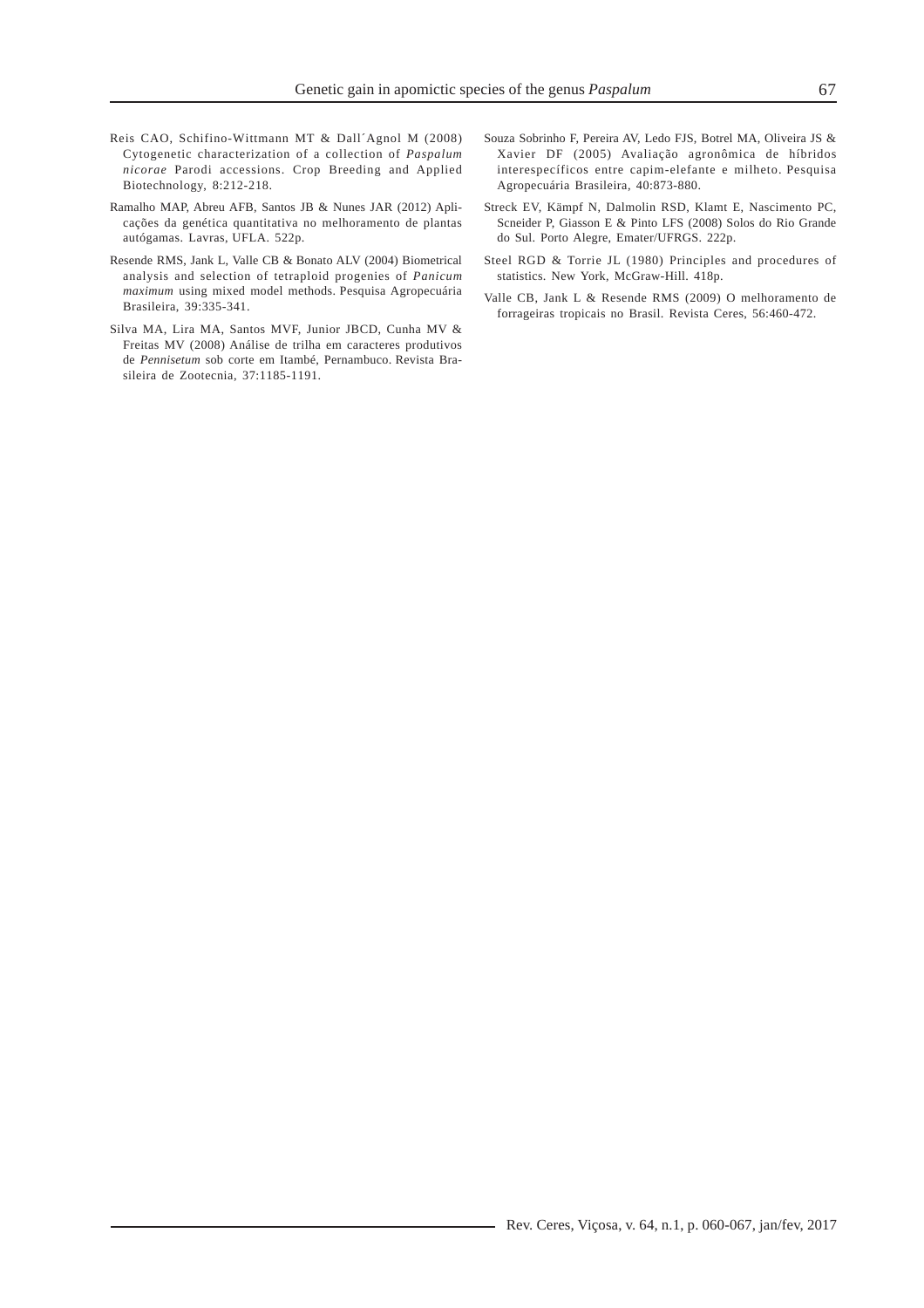Reis CAO, Schifino-Wittmann MT & Dall´Agnol M (2008) Cytogenetic characterization of a collection of *Paspalum nicorae* Parodi accessions. Crop Breeding and Applied Biotechnology, 8:212-218.

Ramalho MAP, Abreu AFB, Santos JB & Nunes JAR (2012) Aplicações da genética quantitativa no melhoramento de plantas autógamas. Lavras, UFLA. 522p.

Resende RMS, Jank L, Valle CB & Bonato ALV (2004) Biometrical analysis and selection of tetraploid progenies of *Panicum maximum* using mixed model methods. Pesquisa Agropecuária Brasileira, 39:335-341.

Silva MA, Lira MA, Santos MVF, Junior JBCD, Cunha MV & Freitas MV (2008) Análise de trilha em caracteres produtivos de *Pennisetum* sob corte em Itambé, Pernambuco. Revista Brasileira de Zootecnia, 37:1185-1191.

Souza Sobrinho F, Pereira AV, Ledo FJS, Botrel MA, Oliveira JS & Xavier DF (2005) Avaliação agronômica de híbridos interespecíficos entre capim-elefante e milheto. Pesquisa Agropecuária Brasileira, 40:873-880.

Streck EV, Kämpf N, Dalmolin RSD, Klamt E, Nascimento PC, Scneider P, Giasson E & Pinto LFS (2008) Solos do Rio Grande do Sul. Porto Alegre, Emater/UFRGS. 222p.

Steel RGD & Torrie JL (1980) Principles and procedures of statistics. New York, McGraw-Hill. 418p.

Valle CB, Jank L & Resende RMS (2009) O melhoramento de forrageiras tropicais no Brasil. Revista Ceres, 56:460-472.